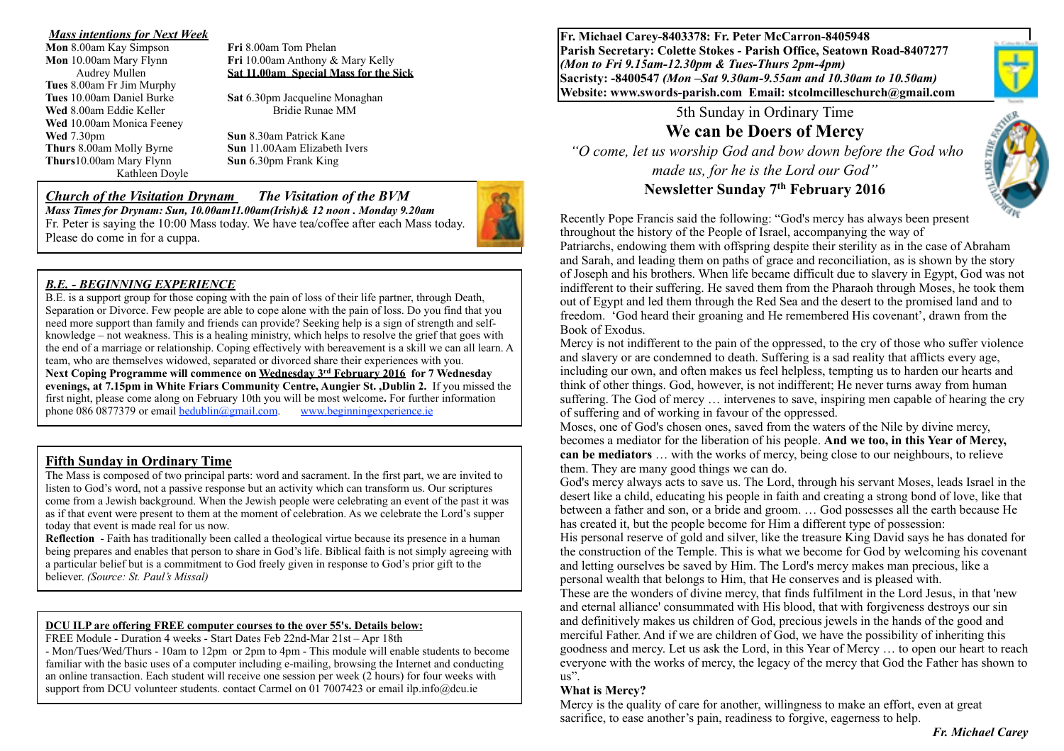***Mass intentions for Next Week***

**Mon** 8.00am Kay Simpson
**Mon** 10.00am Mary Flynn
Audrey Mullen
**Tues** 8.00am Fr Jim Murphy
**Tues** 10.00am Daniel Burke
**Wed** 8.00am Eddie Keller
**Wed** 10.00am Monica Feeney
**Wed** 7.30pm
**Thurs** 8.00am Molly Byrne
**Thurs**10.00am Mary Flynn
Kathleen Doyle
**Fri** 8.00am Tom Phelan
**Fri** 10.00am Anthony & Mary Kelly
**Sat 11.00am Special Mass for the Sick**
**Sat** 6.30pm Jacqueline Monaghan
Bridie Runae MM
**Sun** 8.30am Patrick Kane
**Sun** 11.00Aam Elizabeth Ivers
**Sun** 6.30pm Frank King

***Church of the Visitation Drynam*** ***The Visitation of the BVM***

***Mass Times for Drynam: Sun, 10.00am11.00am(Irish)& 12 noon . Monday 9.20am***

Fr. Peter is saying the 10:00 Mass today. We have tea/coffee after each Mass today. Please do come in for a cuppa.

***B.E. - BEGINNING EXPERIENCE***

B.E. is a support group for those coping with the pain of loss of their life partner, through Death, Separation or Divorce. Few people are able to cope alone with the pain of loss. Do you find that you need more support than family and friends can provide? Seeking help is a sign of strength and self-knowledge – not weakness. This is a healing ministry, which helps to resolve the grief that goes with the end of a marriage or relationship. Coping effectively with bereavement is a skill we can all learn. A team, who are themselves widowed, separated or divorced share their experiences with you. **Next Coping Programme will commence on Wednesday 3rd February 2016 for 7 Wednesday evenings, at 7.15pm in White Friars Community Centre, Aungier St. ,Dublin 2.** If you missed the first night, please come along on February 10th you will be most welcome**.** For further information phone 086 0877379 or email bedublin@gmail.com. www.beginningexperience.ie

**Fifth Sunday in Ordinary Time**

The Mass is composed of two principal parts: word and sacrament. In the first part, we are invited to listen to God's word, not a passive response but an activity which can transform us. Our scriptures come from a Jewish background. When the Jewish people were celebrating an event of the past it was as if that event were present to them at the moment of celebration. As we celebrate the Lord's supper today that event is made real for us now.

**Reflection** - Faith has traditionally been called a theological virtue because its presence in a human being prepares and enables that person to share in God's life. Biblical faith is not simply agreeing with a particular belief but is a commitment to God freely given in response to God's prior gift to the believer. *(Source: St. Paul's Missal)*

**DCU ILP are offering FREE computer courses to the over 55's. Details below:**

FREE Module - Duration 4 weeks - Start Dates Feb 22nd-Mar 21st – Apr 18th

- Mon/Tues/Wed/Thurs - 10am to 12pm or 2pm to 4pm - This module will enable students to become familiar with the basic uses of a computer including e-mailing, browsing the Internet and conducting an online transaction. Each student will receive one session per week (2 hours) for four weeks with support from DCU volunteer students. contact Carmel on 01 7007423 or email ilp.info@dcu.ie

**Fr. Michael Carey-8403378: Fr. Peter McCarron-8405948**
**Parish Secretary: Colette Stokes - Parish Office, Seatown Road-8407277**
***(Mon to Fri 9.15am-12.30pm & Tues-Thurs 2pm-4pm)***
**Sacristy: -8400547** ***(Mon –Sat 9.30am-9.55am and 10.30am to 10.50am)***
**Website: www.swords-parish.com Email: stcolmcilleschurch@gmail.com**

5th Sunday in Ordinary Time

## We can be Doers of Mercy

*"O come, let us worship God and bow down before the God who made us, for he is the Lord our God"*

**Newsletter Sunday 7th February 2016**

Recently Pope Francis said the following: "God's mercy has always been present throughout the history of the People of Israel, accompanying the way of Patriarchs, endowing them with offspring despite their sterility as in the case of Abraham and Sarah, and leading them on paths of grace and reconciliation, as is shown by the story of Joseph and his brothers. When life became difficult due to slavery in Egypt, God was not indifferent to their suffering. He saved them from the Pharaoh through Moses, he took them out of Egypt and led them through the Red Sea and the desert to the promised land and to freedom. 'God heard their groaning and He remembered His covenant', drawn from the Book of Exodus.

Mercy is not indifferent to the pain of the oppressed, to the cry of those who suffer violence and slavery or are condemned to death. Suffering is a sad reality that afflicts every age, including our own, and often makes us feel helpless, tempting us to harden our hearts and think of other things. God, however, is not indifferent; He never turns away from human suffering. The God of mercy … intervenes to save, inspiring men capable of hearing the cry of suffering and of working in favour of the oppressed.

Moses, one of God's chosen ones, saved from the waters of the Nile by divine mercy, becomes a mediator for the liberation of his people. **And we too, in this Year of Mercy, can be mediators** … with the works of mercy, being close to our neighbours, to relieve them. They are many good things we can do.

God's mercy always acts to save us. The Lord, through his servant Moses, leads Israel in the desert like a child, educating his people in faith and creating a strong bond of love, like that between a father and son, or a bride and groom. … God possesses all the earth because He has created it, but the people become for Him a different type of possession:

His personal reserve of gold and silver, like the treasure King David says he has donated for the construction of the Temple. This is what we become for God by welcoming his covenant and letting ourselves be saved by Him. The Lord's mercy makes man precious, like a personal wealth that belongs to Him, that He conserves and is pleased with.

These are the wonders of divine mercy, that finds fulfilment in the Lord Jesus, in that 'new and eternal alliance' consummated with His blood, that with forgiveness destroys our sin and definitively makes us children of God, precious jewels in the hands of the good and merciful Father. And if we are children of God, we have the possibility of inheriting this goodness and mercy. Let us ask the Lord, in this Year of Mercy … to open our heart to reach everyone with the works of mercy, the legacy of the mercy that God the Father has shown to us".

**What is Mercy?**

Mercy is the quality of care for another, willingness to make an effort, even at great sacrifice, to ease another's pain, readiness to forgive, eagerness to help.

***Fr. Michael Carey***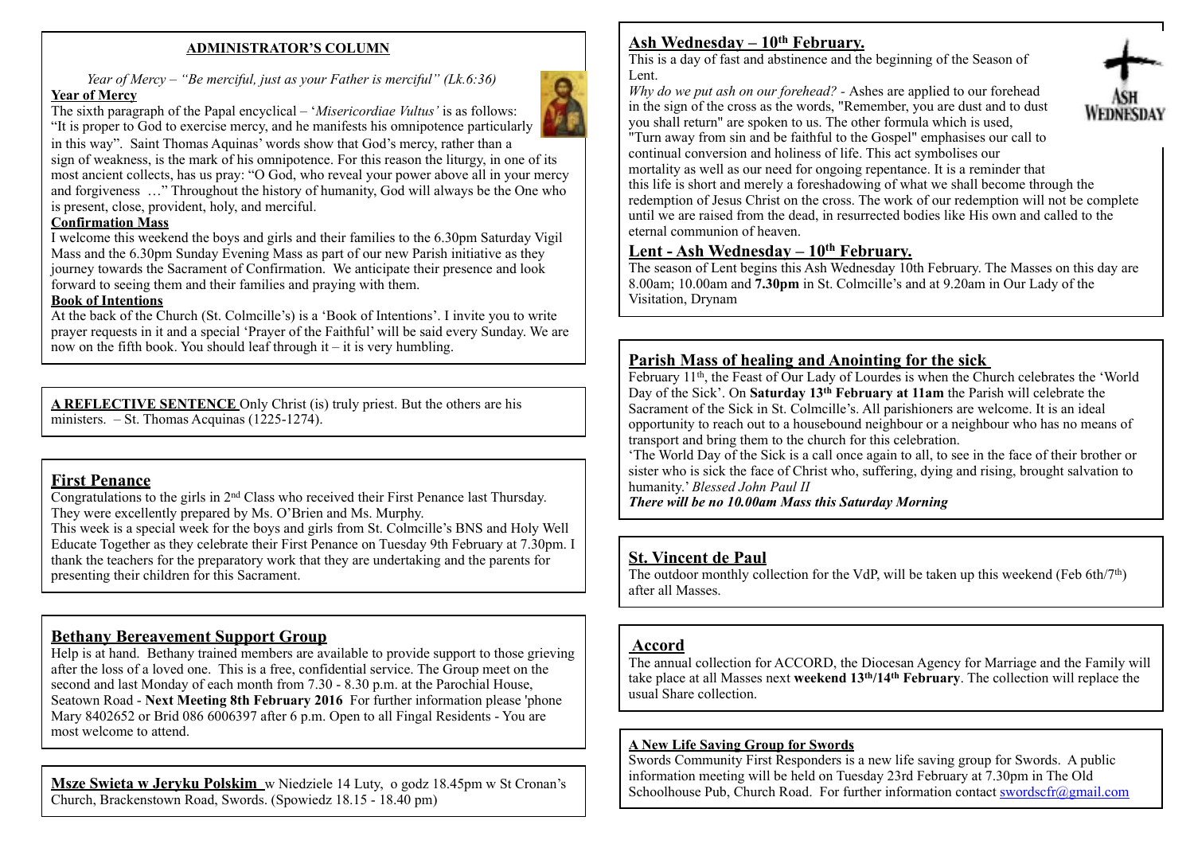## ADMINISTRATOR'S COLUMN

*Year of Mercy – "Be merciful, just as your Father is merciful" (Lk.6:36)*

**Year of Mercy**

The sixth paragraph of the Papal encyclical – '*Misericordiae Vultus'* is as follows: "It is proper to God to exercise mercy, and he manifests his omnipotence particularly in this way". Saint Thomas Aquinas' words show that God's mercy, rather than a sign of weakness, is the mark of his omnipotence. For this reason the liturgy, in one of its most ancient collects, has us pray: "O God, who reveal your power above all in your mercy and forgiveness …" Throughout the history of humanity, God will always be the One who is present, close, provident, holy, and merciful.

**Confirmation Mass**

I welcome this weekend the boys and girls and their families to the 6.30pm Saturday Vigil Mass and the 6.30pm Sunday Evening Mass as part of our new Parish initiative as they journey towards the Sacrament of Confirmation. We anticipate their presence and look forward to seeing them and their families and praying with them.

**Book of Intentions**

At the back of the Church (St. Colmcille's) is a 'Book of Intentions'. I invite you to write prayer requests in it and a special 'Prayer of the Faithful' will be said every Sunday. We are now on the fifth book. You should leaf through it – it is very humbling.

**A REFLECTIVE SENTENCE** Only Christ (is) truly priest. But the others are his ministers. – St. Thomas Acquinas (1225-1274).

## First Penance

Congratulations to the girls in 2nd Class who received their First Penance last Thursday. They were excellently prepared by Ms. O'Brien and Ms. Murphy.

This week is a special week for the boys and girls from St. Colmcille's BNS and Holy Well Educate Together as they celebrate their First Penance on Tuesday 9th February at 7.30pm. I thank the teachers for the preparatory work that they are undertaking and the parents for presenting their children for this Sacrament.

## Bethany Bereavement Support Group

Help is at hand. Bethany trained members are available to provide support to those grieving after the loss of a loved one. This is a free, confidential service. The Group meet on the second and last Monday of each month from 7.30 - 8.30 p.m. at the Parochial House, Seatown Road - **Next Meeting 8th February 2016** For further information please 'phone Mary 8402652 or Brid 086 6006397 after 6 p.m. Open to all Fingal Residents - You are most welcome to attend.

**Msze Swieta w Jeryku Polskim** w Niedziele 14 Luty, o godz 18.45pm w St Cronan's Church, Brackenstown Road, Swords. (Spowiedz 18.15 - 18.40 pm)

## Ash Wednesday – 10th February.

This is a day of fast and abstinence and the beginning of the Season of Lent.

*Why do we put ash on our forehead?* - Ashes are applied to our forehead in the sign of the cross as the words, "Remember, you are dust and to dust you shall return" are spoken to us. The other formula which is used, "Turn away from sin and be faithful to the Gospel" emphasises our call to continual conversion and holiness of life. This act symbolises our mortality as well as our need for ongoing repentance. It is a reminder that this life is short and merely a foreshadowing of what we shall become through the redemption of Jesus Christ on the cross. The work of our redemption will not be complete until we are raised from the dead, in resurrected bodies like His own and called to the eternal communion of heaven.

## Lent - Ash Wednesday – 10th February.

The season of Lent begins this Ash Wednesday 10th February. The Masses on this day are 8.00am; 10.00am and **7.30pm** in St. Colmcille's and at 9.20am in Our Lady of the Visitation, Drynam

## Parish Mass of healing and Anointing for the sick

February 11th, the Feast of Our Lady of Lourdes is when the Church celebrates the 'World Day of the Sick'. On **Saturday 13th February at 11am** the Parish will celebrate the Sacrament of the Sick in St. Colmcille's. All parishioners are welcome. It is an ideal opportunity to reach out to a housebound neighbour or a neighbour who has no means of transport and bring them to the church for this celebration.

'The World Day of the Sick is a call once again to all, to see in the face of their brother or sister who is sick the face of Christ who, suffering, dying and rising, brought salvation to humanity.' *Blessed John Paul II*

***There will be no 10.00am Mass this Saturday Morning***

## St. Vincent de Paul

The outdoor monthly collection for the VdP, will be taken up this weekend (Feb 6th/7th) after all Masses.

## Accord

The annual collection for ACCORD, the Diocesan Agency for Marriage and the Family will take place at all Masses next **weekend 13th/14th February**. The collection will replace the usual Share collection.

**A New Life Saving Group for Swords**

Swords Community First Responders is a new life saving group for Swords. A public information meeting will be held on Tuesday 23rd February at 7.30pm in The Old Schoolhouse Pub, Church Road. For further information contact swordscfr@gmail.com